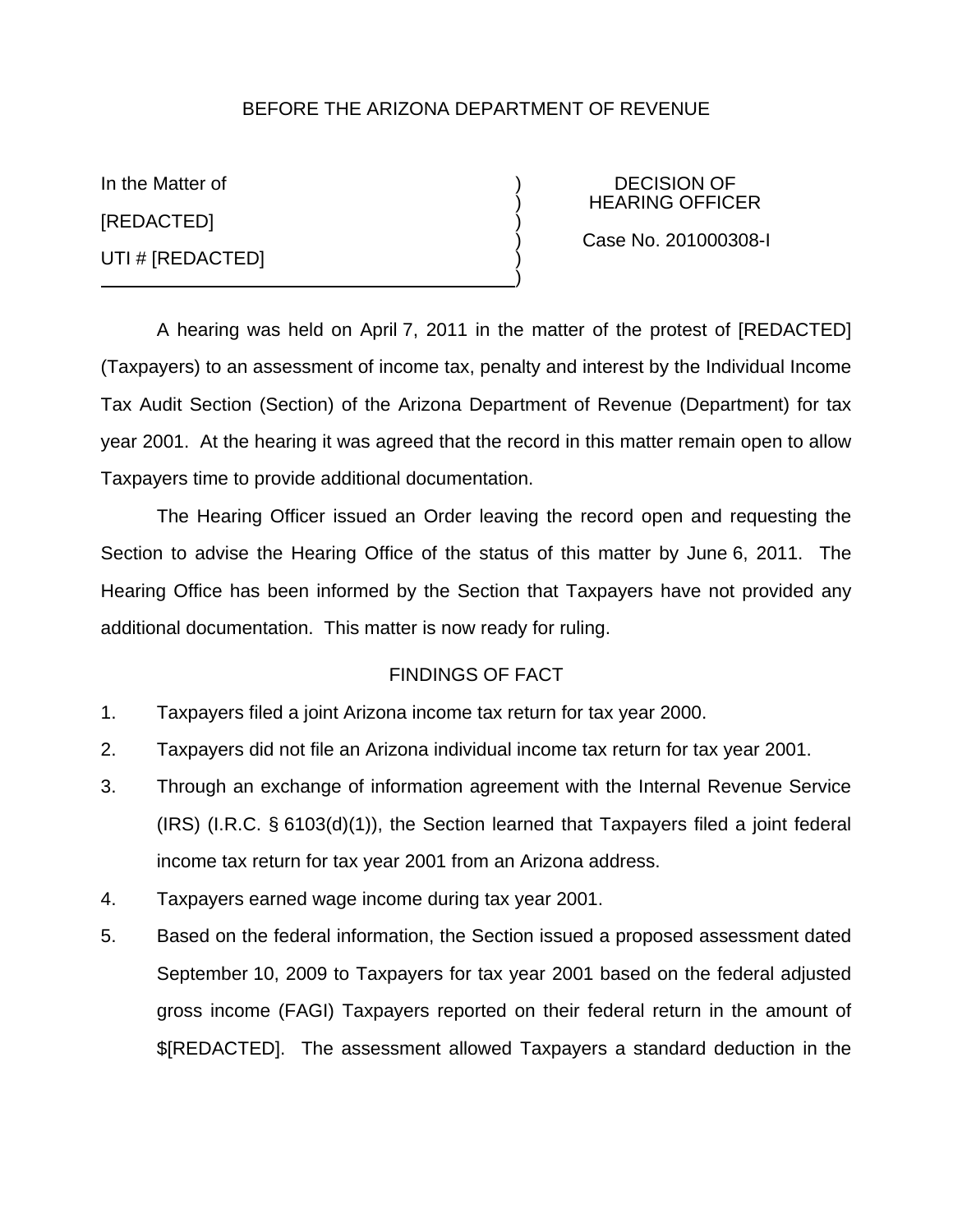BEFORE THE ARIZONA DEPARTMENT OF REVENUE

| In the Matter of | DECISION OF HEARING OFFICER |
|---|---|
| [REDACTED] | Case No. 201000308-I |
| UTI # [REDACTED] | |

A hearing was held on April 7, 2011 in the matter of the protest of [REDACTED] (Taxpayers) to an assessment of income tax, penalty and interest by the Individual Income Tax Audit Section (Section) of the Arizona Department of Revenue (Department) for tax year 2001. At the hearing it was agreed that the record in this matter remain open to allow Taxpayers time to provide additional documentation.

The Hearing Officer issued an Order leaving the record open and requesting the Section to advise the Hearing Office of the status of this matter by June 6, 2011. The Hearing Office has been informed by the Section that Taxpayers have not provided any additional documentation. This matter is now ready for ruling.

FINDINGS OF FACT

1. Taxpayers filed a joint Arizona income tax return for tax year 2000.
2. Taxpayers did not file an Arizona individual income tax return for tax year 2001.
3. Through an exchange of information agreement with the Internal Revenue Service (IRS) (I.R.C. § 6103(d)(1)), the Section learned that Taxpayers filed a joint federal income tax return for tax year 2001 from an Arizona address.
4. Taxpayers earned wage income during tax year 2001.
5. Based on the federal information, the Section issued a proposed assessment dated September 10, 2009 to Taxpayers for tax year 2001 based on the federal adjusted gross income (FAGI) Taxpayers reported on their federal return in the amount of $[REDACTED]. The assessment allowed Taxpayers a standard deduction in the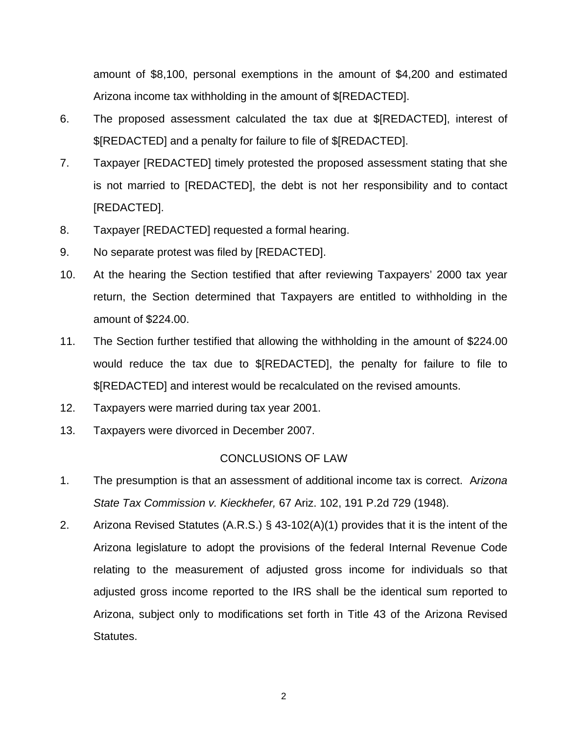amount of $8,100, personal exemptions in the amount of $4,200 and estimated Arizona income tax withholding in the amount of $[REDACTED].

6. The proposed assessment calculated the tax due at $[REDACTED], interest of $[REDACTED] and a penalty for failure to file of $[REDACTED].

7. Taxpayer [REDACTED] timely protested the proposed assessment stating that she is not married to [REDACTED], the debt is not her responsibility and to contact [REDACTED].

8. Taxpayer [REDACTED] requested a formal hearing.

9. No separate protest was filed by [REDACTED].

10. At the hearing the Section testified that after reviewing Taxpayers' 2000 tax year return, the Section determined that Taxpayers are entitled to withholding in the amount of $224.00.

11. The Section further testified that allowing the withholding in the amount of $224.00 would reduce the tax due to $[REDACTED], the penalty for failure to file to $[REDACTED] and interest would be recalculated on the revised amounts.

12. Taxpayers were married during tax year 2001.

13. Taxpayers were divorced in December 2007.

## CONCLUSIONS OF LAW

1. The presumption is that an assessment of additional income tax is correct. *Arizona State Tax Commission v. Kieckhefer,* 67 Ariz. 102, 191 P.2d 729 (1948).

2. Arizona Revised Statutes (A.R.S.) § 43-102(A)(1) provides that it is the intent of the Arizona legislature to adopt the provisions of the federal Internal Revenue Code relating to the measurement of adjusted gross income for individuals so that adjusted gross income reported to the IRS shall be the identical sum reported to Arizona, subject only to modifications set forth in Title 43 of the Arizona Revised Statutes.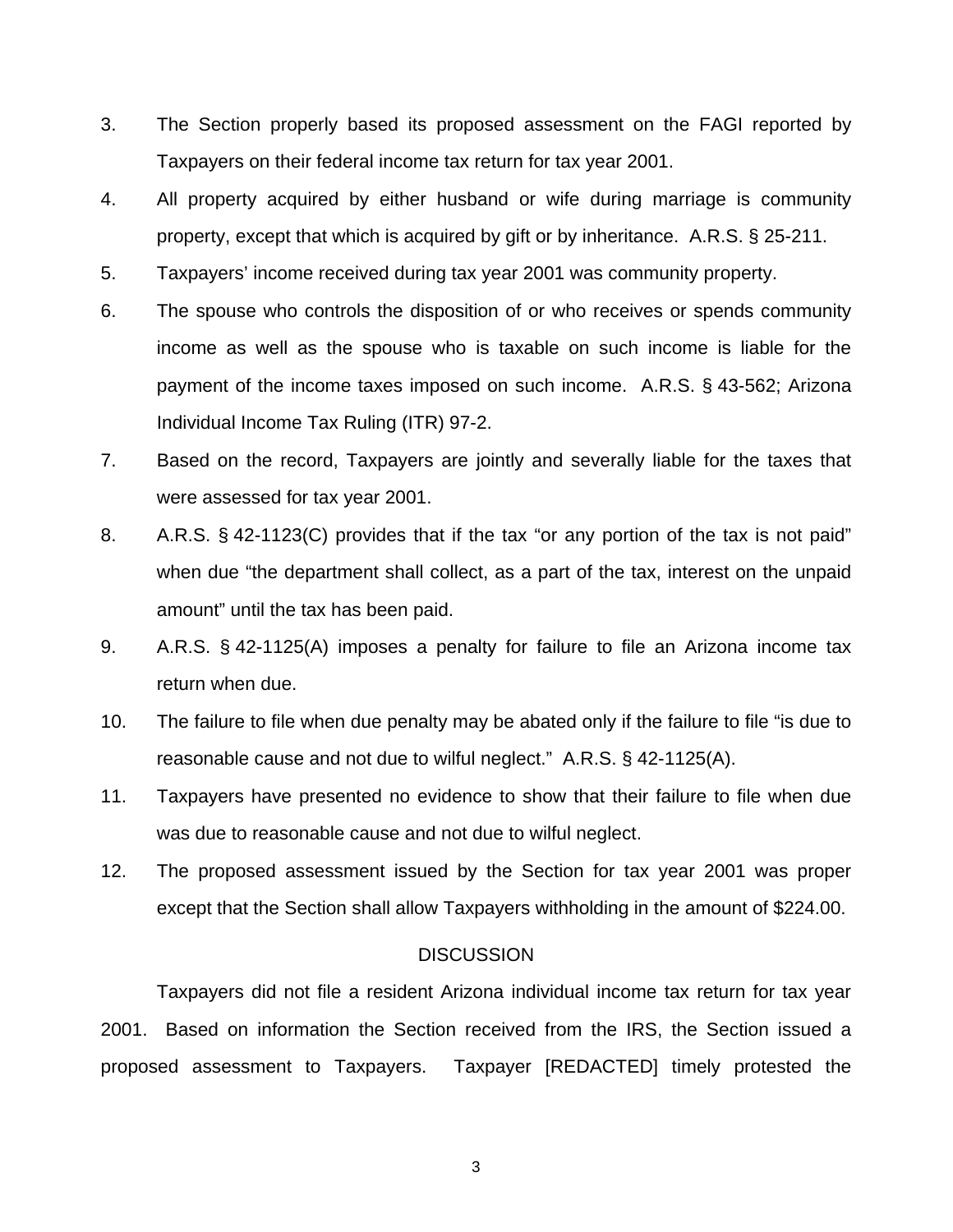3. The Section properly based its proposed assessment on the FAGI reported by Taxpayers on their federal income tax return for tax year 2001.
4. All property acquired by either husband or wife during marriage is community property, except that which is acquired by gift or by inheritance. A.R.S. § 25-211.
5. Taxpayers' income received during tax year 2001 was community property.
6. The spouse who controls the disposition of or who receives or spends community income as well as the spouse who is taxable on such income is liable for the payment of the income taxes imposed on such income. A.R.S. § 43-562; Arizona Individual Income Tax Ruling (ITR) 97-2.
7. Based on the record, Taxpayers are jointly and severally liable for the taxes that were assessed for tax year 2001.
8. A.R.S. § 42-1123(C) provides that if the tax "or any portion of the tax is not paid" when due "the department shall collect, as a part of the tax, interest on the unpaid amount" until the tax has been paid.
9. A.R.S. § 42-1125(A) imposes a penalty for failure to file an Arizona income tax return when due.
10. The failure to file when due penalty may be abated only if the failure to file "is due to reasonable cause and not due to wilful neglect." A.R.S. § 42-1125(A).
11. Taxpayers have presented no evidence to show that their failure to file when due was due to reasonable cause and not due to wilful neglect.
12. The proposed assessment issued by the Section for tax year 2001 was proper except that the Section shall allow Taxpayers withholding in the amount of $224.00.

DISCUSSION

Taxpayers did not file a resident Arizona individual income tax return for tax year 2001. Based on information the Section received from the IRS, the Section issued a proposed assessment to Taxpayers. Taxpayer [REDACTED] timely protested the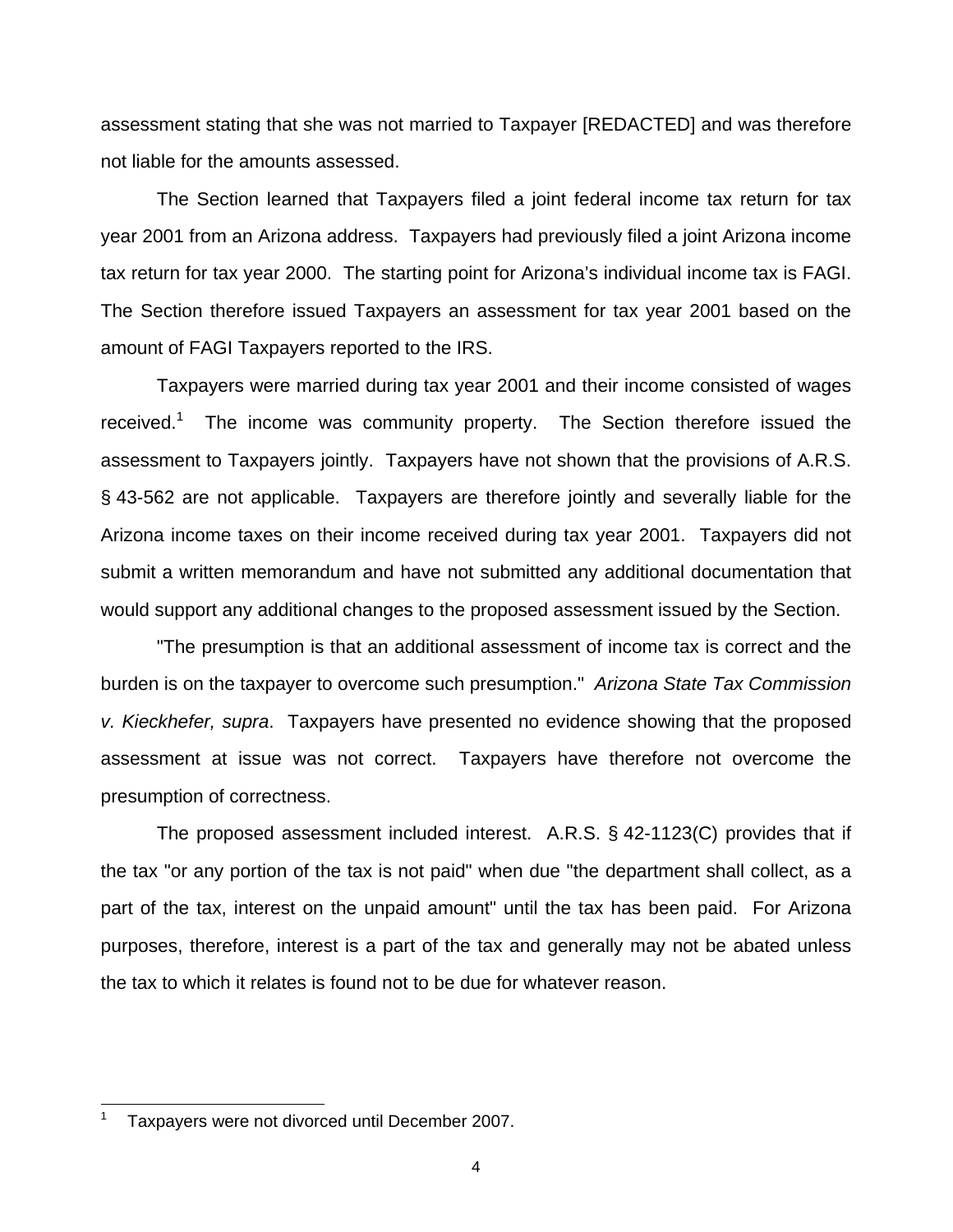assessment stating that she was not married to Taxpayer [REDACTED] and was therefore not liable for the amounts assessed.

The Section learned that Taxpayers filed a joint federal income tax return for tax year 2001 from an Arizona address. Taxpayers had previously filed a joint Arizona income tax return for tax year 2000. The starting point for Arizona's individual income tax is FAGI. The Section therefore issued Taxpayers an assessment for tax year 2001 based on the amount of FAGI Taxpayers reported to the IRS.

Taxpayers were married during tax year 2001 and their income consisted of wages received.[1] The income was community property. The Section therefore issued the assessment to Taxpayers jointly. Taxpayers have not shown that the provisions of A.R.S. § 43-562 are not applicable. Taxpayers are therefore jointly and severally liable for the Arizona income taxes on their income received during tax year 2001. Taxpayers did not submit a written memorandum and have not submitted any additional documentation that would support any additional changes to the proposed assessment issued by the Section.

"The presumption is that an additional assessment of income tax is correct and the burden is on the taxpayer to overcome such presumption." *Arizona State Tax Commission v. Kieckhefer, supra*. Taxpayers have presented no evidence showing that the proposed assessment at issue was not correct. Taxpayers have therefore not overcome the presumption of correctness.

The proposed assessment included interest. A.R.S. § 42-1123(C) provides that if the tax "or any portion of the tax is not paid" when due "the department shall collect, as a part of the tax, interest on the unpaid amount" until the tax has been paid. For Arizona purposes, therefore, interest is a part of the tax and generally may not be abated unless the tax to which it relates is found not to be due for whatever reason.

---

[1] Taxpayers were not divorced until December 2007.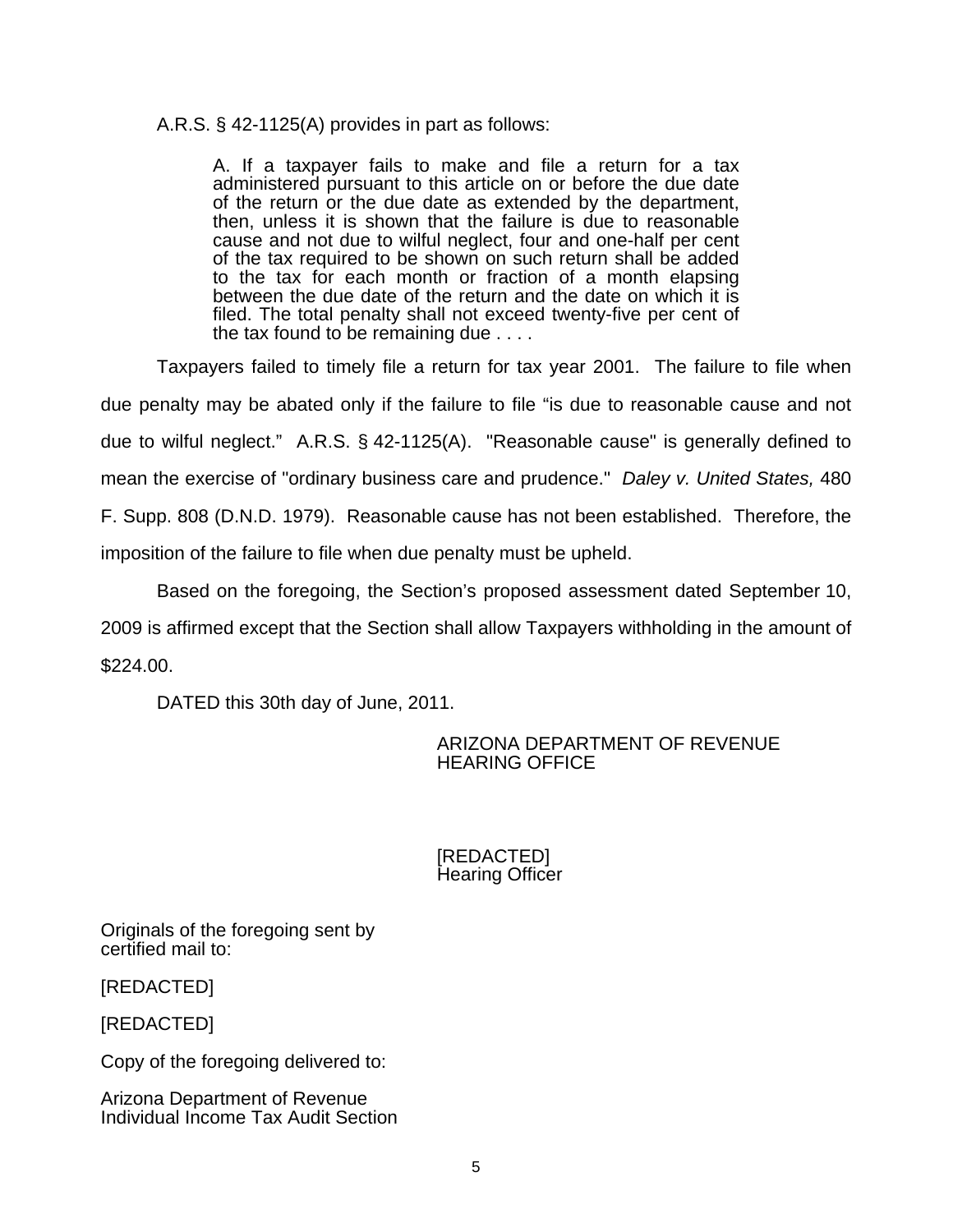A.R.S. § 42-1125(A) provides in part as follows:

> A. If a taxpayer fails to make and file a return for a tax administered pursuant to this article on or before the due date of the return or the due date as extended by the department, then, unless it is shown that the failure is due to reasonable cause and not due to wilful neglect, four and one-half per cent of the tax required to be shown on such return shall be added to the tax for each month or fraction of a month elapsing between the due date of the return and the date on which it is filed. The total penalty shall not exceed twenty-five per cent of the tax found to be remaining due . . . .

Taxpayers failed to timely file a return for tax year 2001. The failure to file when due penalty may be abated only if the failure to file "is due to reasonable cause and not due to wilful neglect." A.R.S. § 42-1125(A). "Reasonable cause" is generally defined to mean the exercise of "ordinary business care and prudence." *Daley v. United States,* 480 F. Supp. 808 (D.N.D. 1979). Reasonable cause has not been established. Therefore, the imposition of the failure to file when due penalty must be upheld.

Based on the foregoing, the Section's proposed assessment dated September 10, 2009 is affirmed except that the Section shall allow Taxpayers withholding in the amount of $224.00.

DATED this 30th day of June, 2011.

ARIZONA DEPARTMENT OF REVENUE
HEARING OFFICE

[REDACTED]
Hearing Officer

Originals of the foregoing sent by certified mail to:

[REDACTED]

[REDACTED]

Copy of the foregoing delivered to:

Arizona Department of Revenue
Individual Income Tax Audit Section